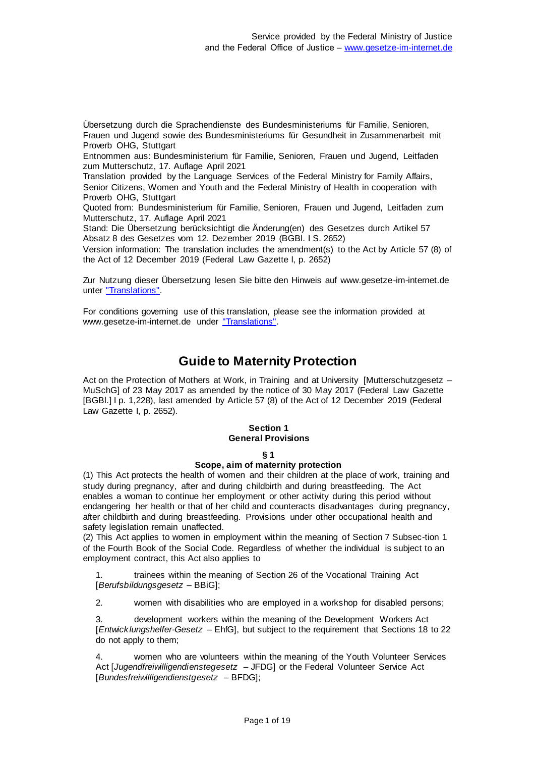Service provided by the Federal Ministry of Justice
and the Federal Office of Justice – www.gesetze-im-internet.de

Übersetzung durch die Sprachendienste des Bundesministeriums für Familie, Senioren, Frauen und Jugend sowie des Bundesministeriums für Gesundheit in Zusammenarbeit mit Proverb OHG, Stuttgart
Entnommen aus: Bundesministerium für Familie, Senioren, Frauen und Jugend, Leitfaden zum Mutterschutz, 17. Auflage April 2021
Translation provided by the Language Services of the Federal Ministry for Family Affairs, Senior Citizens, Women and Youth and the Federal Ministry of Health in cooperation with Proverb OHG, Stuttgart
Quoted from: Bundesministerium für Familie, Senioren, Frauen und Jugend, Leitfaden zum Mutterschutz, 17. Auflage April 2021
Stand: Die Übersetzung berücksichtigt die Änderung(en) des Gesetzes durch Artikel 57 Absatz 8 des Gesetzes vom 12. Dezember 2019 (BGBl. I S. 2652)
Version information: The translation includes the amendment(s) to the Act by Article 57 (8) of the Act of 12 December 2019 (Federal Law Gazette I, p. 2652)

Zur Nutzung dieser Übersetzung lesen Sie bitte den Hinweis auf www.gesetze-im-internet.de unter "Translations".

For conditions governing use of this translation, please see the information provided at www.gesetze-im-internet.de under "Translations".

# Guide to Maternity Protection

Act on the Protection of Mothers at Work, in Training and at University [Mutterschutzgesetz – MuSchG] of 23 May 2017 as amended by the notice of 30 May 2017 (Federal Law Gazette [BGBl.] I p. 1,228), last amended by Article 57 (8) of the Act of 12 December 2019 (Federal Law Gazette I, p. 2652).

## Section 1
## General Provisions

### § 1
### Scope, aim of maternity protection

(1) This Act protects the health of women and their children at the place of work, training and study during pregnancy, after and during childbirth and during breastfeeding. The Act enables a woman to continue her employment or other activity during this period without endangering her health or that of her child and counteracts disadvantages during pregnancy, after childbirth and during breastfeeding. Provisions under other occupational health and safety legislation remain unaffected.

(2) This Act applies to women in employment within the meaning of Section 7 Subsec-tion 1 of the Fourth Book of the Social Code. Regardless of whether the individual is subject to an employment contract, this Act also applies to

1. trainees within the meaning of Section 26 of the Vocational Training Act [*Berufsbildungsgesetz* – BBiG];

2. women with disabilities who are employed in a workshop for disabled persons;

3. development workers within the meaning of the Development Workers Act [*Entwicklungshelfer-Gesetz* – EhfG], but subject to the requirement that Sections 18 to 22 do not apply to them;

4. women who are volunteers within the meaning of the Youth Volunteer Services Act [*Jugendfreiwilligendienstegesetz* – JFDG] or the Federal Volunteer Service Act [*Bundesfreiwilligendienstgesetz* – BFDG];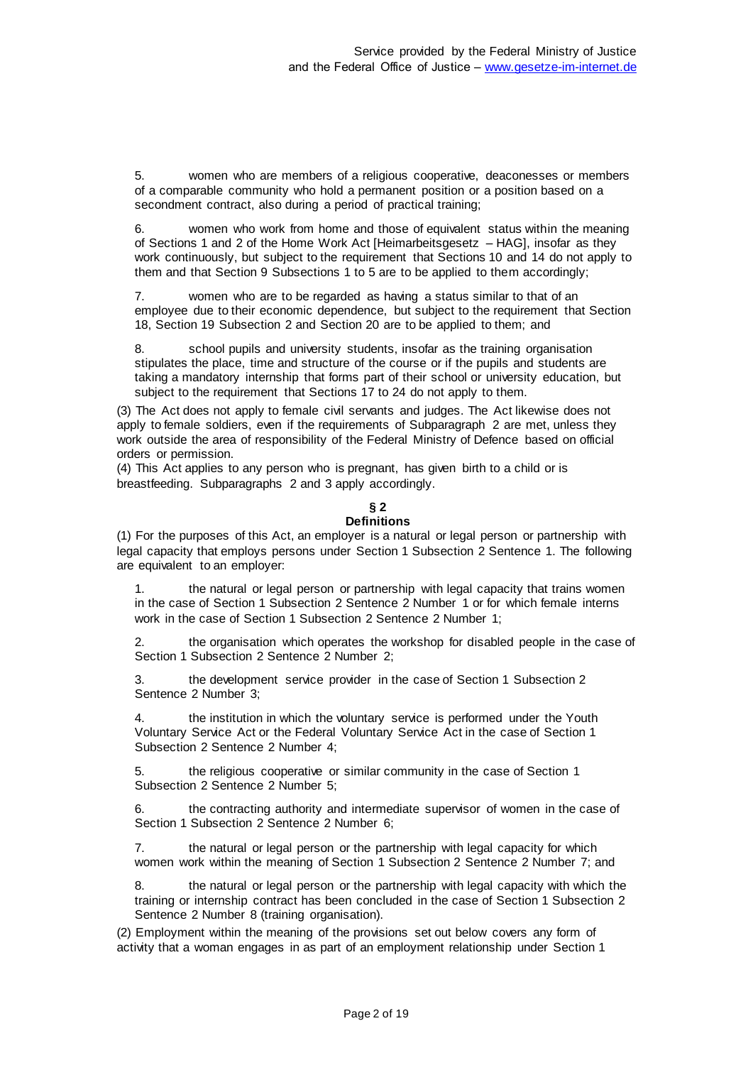5. women who are members of a religious cooperative, deaconesses or members of a comparable community who hold a permanent position or a position based on a secondment contract, also during a period of practical training;

6. women who work from home and those of equivalent status within the meaning of Sections 1 and 2 of the Home Work Act [Heimarbeitsgesetz – HAG], insofar as they work continuously, but subject to the requirement that Sections 10 and 14 do not apply to them and that Section 9 Subsections 1 to 5 are to be applied to them accordingly;

7. women who are to be regarded as having a status similar to that of an employee due to their economic dependence, but subject to the requirement that Section 18, Section 19 Subsection 2 and Section 20 are to be applied to them; and

8. school pupils and university students, insofar as the training organisation stipulates the place, time and structure of the course or if the pupils and students are taking a mandatory internship that forms part of their school or university education, but subject to the requirement that Sections 17 to 24 do not apply to them.

(3) The Act does not apply to female civil servants and judges. The Act likewise does not apply to female soldiers, even if the requirements of Subparagraph 2 are met, unless they work outside the area of responsibility of the Federal Ministry of Defence based on official orders or permission.

(4) This Act applies to any person who is pregnant, has given birth to a child or is breastfeeding. Subparagraphs 2 and 3 apply accordingly.

## § 2
## Definitions

(1) For the purposes of this Act, an employer is a natural or legal person or partnership with legal capacity that employs persons under Section 1 Subsection 2 Sentence 1. The following are equivalent to an employer:

1. the natural or legal person or partnership with legal capacity that trains women in the case of Section 1 Subsection 2 Sentence 2 Number 1 or for which female interns work in the case of Section 1 Subsection 2 Sentence 2 Number 1;

2. the organisation which operates the workshop for disabled people in the case of Section 1 Subsection 2 Sentence 2 Number 2;

3. the development service provider in the case of Section 1 Subsection 2 Sentence 2 Number 3;

4. the institution in which the voluntary service is performed under the Youth Voluntary Service Act or the Federal Voluntary Service Act in the case of Section 1 Subsection 2 Sentence 2 Number 4;

5. the religious cooperative or similar community in the case of Section 1 Subsection 2 Sentence 2 Number 5;

6. the contracting authority and intermediate supervisor of women in the case of Section 1 Subsection 2 Sentence 2 Number 6;

7. the natural or legal person or the partnership with legal capacity for which women work within the meaning of Section 1 Subsection 2 Sentence 2 Number 7; and

8. the natural or legal person or the partnership with legal capacity with which the training or internship contract has been concluded in the case of Section 1 Subsection 2 Sentence 2 Number 8 (training organisation).

(2) Employment within the meaning of the provisions set out below covers any form of activity that a woman engages in as part of an employment relationship under Section 1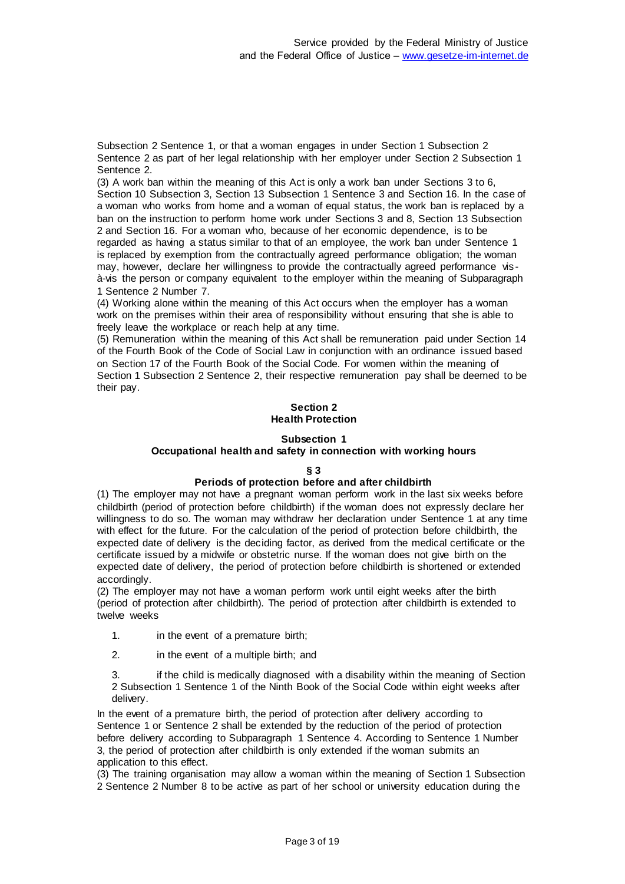Subsection 2 Sentence 1, or that a woman engages in under Section 1 Subsection 2 Sentence 2 as part of her legal relationship with her employer under Section 2 Subsection 1 Sentence 2.

(3) A work ban within the meaning of this Act is only a work ban under Sections 3 to 6, Section 10 Subsection 3, Section 13 Subsection 1 Sentence 3 and Section 16. In the case of a woman who works from home and a woman of equal status, the work ban is replaced by a ban on the instruction to perform home work under Sections 3 and 8, Section 13 Subsection 2 and Section 16. For a woman who, because of her economic dependence, is to be regarded as having a status similar to that of an employee, the work ban under Sentence 1 is replaced by exemption from the contractually agreed performance obligation; the woman may, however, declare her willingness to provide the contractually agreed performance vis-à-vis the person or company equivalent to the employer within the meaning of Subparagraph 1 Sentence 2 Number 7.

(4) Working alone within the meaning of this Act occurs when the employer has a woman work on the premises within their area of responsibility without ensuring that she is able to freely leave the workplace or reach help at any time.

(5) Remuneration within the meaning of this Act shall be remuneration paid under Section 14 of the Fourth Book of the Code of Social Law in conjunction with an ordinance issued based on Section 17 of the Fourth Book of the Social Code. For women within the meaning of Section 1 Subsection 2 Sentence 2, their respective remuneration pay shall be deemed to be their pay.

## Section 2
## Health Protection

### Subsection 1
### Occupational health and safety in connection with working hours

#### § 3
#### Periods of protection before and after childbirth

(1) The employer may not have a pregnant woman perform work in the last six weeks before childbirth (period of protection before childbirth) if the woman does not expressly declare her willingness to do so. The woman may withdraw her declaration under Sentence 1 at any time with effect for the future. For the calculation of the period of protection before childbirth, the expected date of delivery is the deciding factor, as derived from the medical certificate or the certificate issued by a midwife or obstetric nurse. If the woman does not give birth on the expected date of delivery, the period of protection before childbirth is shortened or extended accordingly.

(2) The employer may not have a woman perform work until eight weeks after the birth (period of protection after childbirth). The period of protection after childbirth is extended to twelve weeks

1. in the event of a premature birth;
2. in the event of a multiple birth; and
3. if the child is medically diagnosed with a disability within the meaning of Section 2 Subsection 1 Sentence 1 of the Ninth Book of the Social Code within eight weeks after delivery.

In the event of a premature birth, the period of protection after delivery according to Sentence 1 or Sentence 2 shall be extended by the reduction of the period of protection before delivery according to Subparagraph 1 Sentence 4. According to Sentence 1 Number 3, the period of protection after childbirth is only extended if the woman submits an application to this effect.

(3) The training organisation may allow a woman within the meaning of Section 1 Subsection 2 Sentence 2 Number 8 to be active as part of her school or university education during the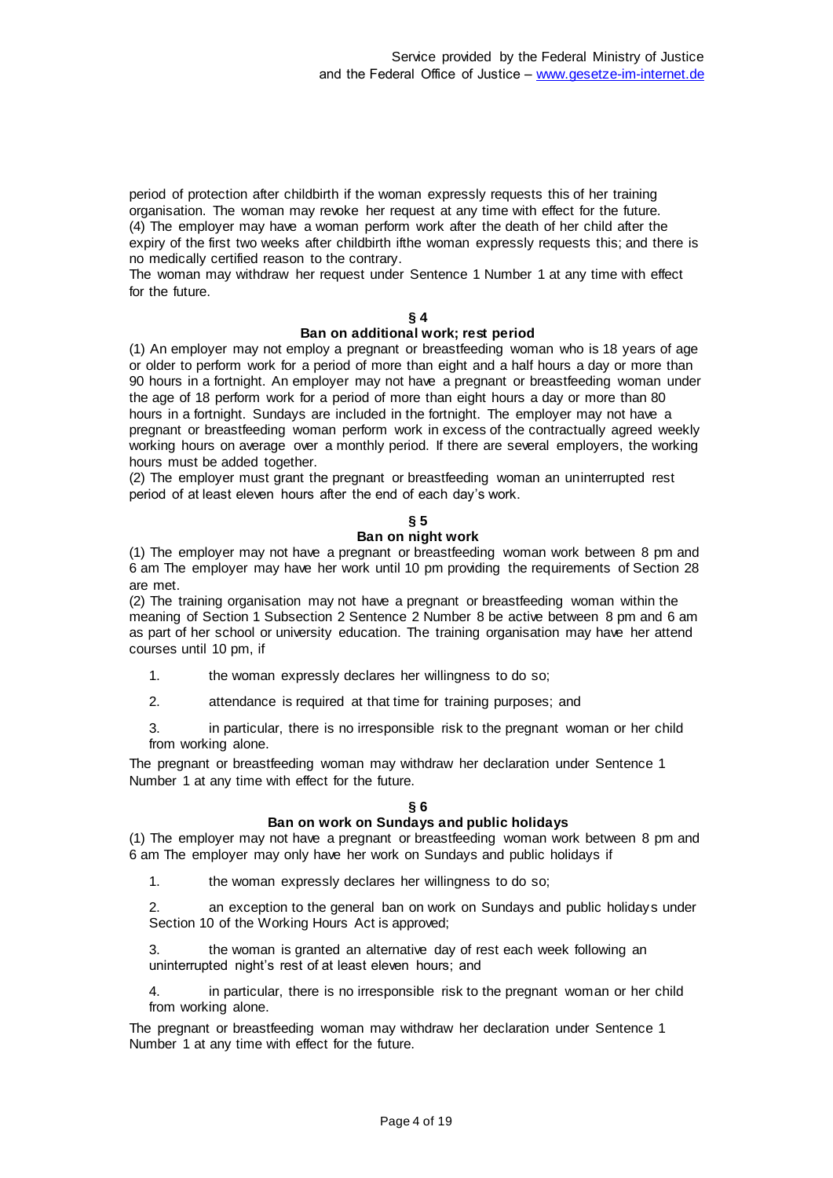period of protection after childbirth if the woman expressly requests this of her training organisation. The woman may revoke her request at any time with effect for the future.
(4) The employer may have a woman perform work after the death of her child after the expiry of the first two weeks after childbirth ifthe woman expressly requests this; and there is no medically certified reason to the contrary.
The woman may withdraw her request under Sentence 1 Number 1 at any time with effect for the future.

### § 4
### Ban on additional work; rest period

(1) An employer may not employ a pregnant or breastfeeding woman who is 18 years of age or older to perform work for a period of more than eight and a half hours a day or more than 90 hours in a fortnight. An employer may not have a pregnant or breastfeeding woman under the age of 18 perform work for a period of more than eight hours a day or more than 80 hours in a fortnight. Sundays are included in the fortnight. The employer may not have a pregnant or breastfeeding woman perform work in excess of the contractually agreed weekly working hours on average over a monthly period. If there are several employers, the working hours must be added together.
(2) The employer must grant the pregnant or breastfeeding woman an uninterrupted rest period of at least eleven hours after the end of each day's work.

### § 5
### Ban on night work

(1) The employer may not have a pregnant or breastfeeding woman work between 8 pm and 6 am The employer may have her work until 10 pm providing the requirements of Section 28 are met.
(2) The training organisation may not have a pregnant or breastfeeding woman within the meaning of Section 1 Subsection 2 Sentence 2 Number 8 be active between 8 pm and 6 am as part of her school or university education. The training organisation may have her attend courses until 10 pm, if

1. the woman expressly declares her willingness to do so;
2. attendance is required at that time for training purposes; and
3. in particular, there is no irresponsible risk to the pregnant woman or her child from working alone.

The pregnant or breastfeeding woman may withdraw her declaration under Sentence 1 Number 1 at any time with effect for the future.

### § 6
### Ban on work on Sundays and public holidays

(1) The employer may not have a pregnant or breastfeeding woman work between 8 pm and 6 am The employer may only have her work on Sundays and public holidays if

1. the woman expressly declares her willingness to do so;
2. an exception to the general ban on work on Sundays and public holidays under Section 10 of the Working Hours Act is approved;
3. the woman is granted an alternative day of rest each week following an uninterrupted night's rest of at least eleven hours; and
4. in particular, there is no irresponsible risk to the pregnant woman or her child from working alone.

The pregnant or breastfeeding woman may withdraw her declaration under Sentence 1 Number 1 at any time with effect for the future.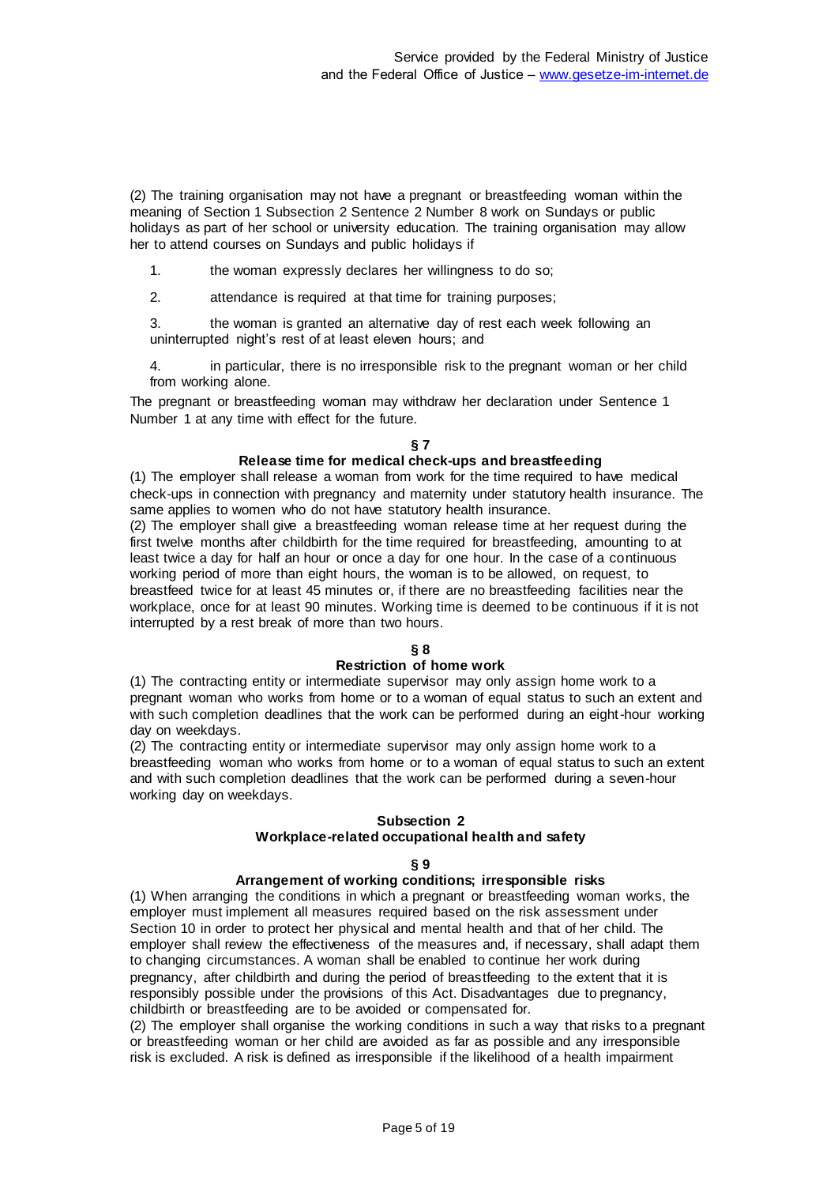(2) The training organisation may not have a pregnant or breastfeeding woman within the meaning of Section 1 Subsection 2 Sentence 2 Number 8 work on Sundays or public holidays as part of her school or university education. The training organisation may allow her to attend courses on Sundays and public holidays if

1. the woman expressly declares her willingness to do so;
2. attendance is required at that time for training purposes;
3. the woman is granted an alternative day of rest each week following an uninterrupted night's rest of at least eleven hours; and
4. in particular, there is no irresponsible risk to the pregnant woman or her child from working alone.

The pregnant or breastfeeding woman may withdraw her declaration under Sentence 1 Number 1 at any time with effect for the future.

### § 7
### Release time for medical check-ups and breastfeeding

(1) The employer shall release a woman from work for the time required to have medical check-ups in connection with pregnancy and maternity under statutory health insurance. The same applies to women who do not have statutory health insurance.
(2) The employer shall give a breastfeeding woman release time at her request during the first twelve months after childbirth for the time required for breastfeeding, amounting to at least twice a day for half an hour or once a day for one hour. In the case of a continuous working period of more than eight hours, the woman is to be allowed, on request, to breastfeed twice for at least 45 minutes or, if there are no breastfeeding facilities near the workplace, once for at least 90 minutes. Working time is deemed to be continuous if it is not interrupted by a rest break of more than two hours.

### § 8
### Restriction of home work

(1) The contracting entity or intermediate supervisor may only assign home work to a pregnant woman who works from home or to a woman of equal status to such an extent and with such completion deadlines that the work can be performed during an eight-hour working day on weekdays.
(2) The contracting entity or intermediate supervisor may only assign home work to a breastfeeding woman who works from home or to a woman of equal status to such an extent and with such completion deadlines that the work can be performed during a seven-hour working day on weekdays.

## Subsection 2
## Workplace-related occupational health and safety

### § 9
### Arrangement of working conditions; irresponsible risks

(1) When arranging the conditions in which a pregnant or breastfeeding woman works, the employer must implement all measures required based on the risk assessment under Section 10 in order to protect her physical and mental health and that of her child. The employer shall review the effectiveness of the measures and, if necessary, shall adapt them to changing circumstances. A woman shall be enabled to continue her work during pregnancy, after childbirth and during the period of breastfeeding to the extent that it is responsibly possible under the provisions of this Act. Disadvantages due to pregnancy, childbirth or breastfeeding are to be avoided or compensated for.
(2) The employer shall organise the working conditions in such a way that risks to a pregnant or breastfeeding woman or her child are avoided as far as possible and any irresponsible risk is excluded. A risk is defined as irresponsible if the likelihood of a health impairment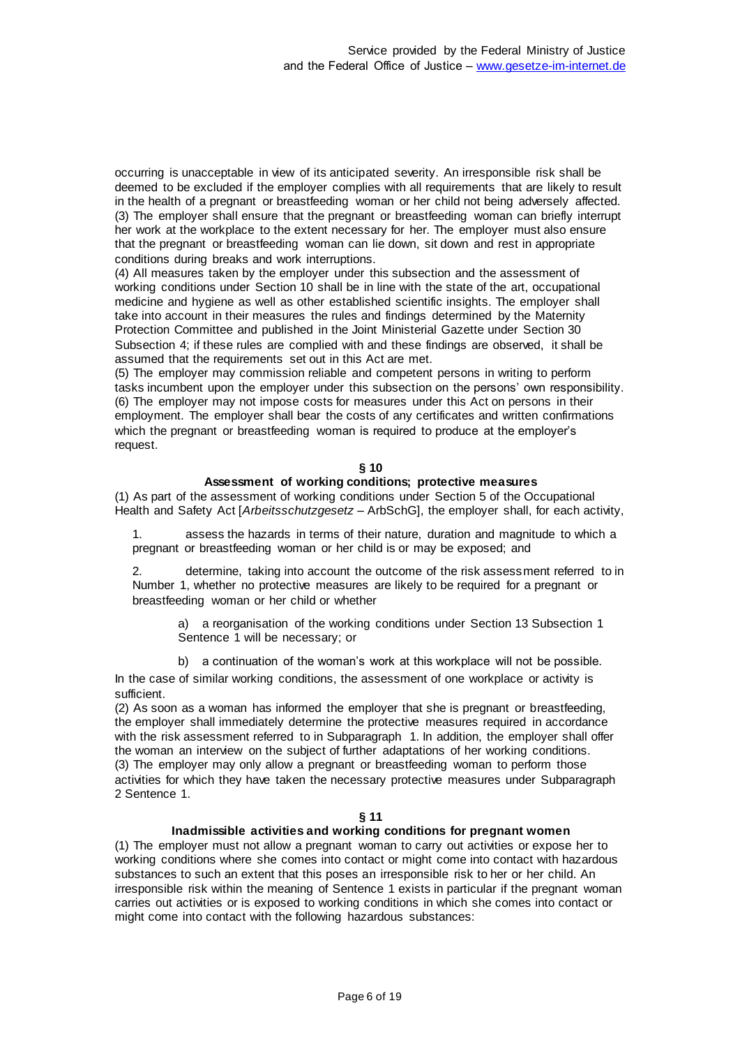occurring is unacceptable in view of its anticipated severity. An irresponsible risk shall be deemed to be excluded if the employer complies with all requirements that are likely to result in the health of a pregnant or breastfeeding woman or her child not being adversely affected.
(3) The employer shall ensure that the pregnant or breastfeeding woman can briefly interrupt her work at the workplace to the extent necessary for her. The employer must also ensure that the pregnant or breastfeeding woman can lie down, sit down and rest in appropriate conditions during breaks and work interruptions.
(4) All measures taken by the employer under this subsection and the assessment of working conditions under Section 10 shall be in line with the state of the art, occupational medicine and hygiene as well as other established scientific insights. The employer shall take into account in their measures the rules and findings determined by the Maternity Protection Committee and published in the Joint Ministerial Gazette under Section 30 Subsection 4; if these rules are complied with and these findings are observed, it shall be assumed that the requirements set out in this Act are met.
(5) The employer may commission reliable and competent persons in writing to perform tasks incumbent upon the employer under this subsection on the persons' own responsibility.
(6) The employer may not impose costs for measures under this Act on persons in their employment. The employer shall bear the costs of any certificates and written confirmations which the pregnant or breastfeeding woman is required to produce at the employer's request.

## § 10
## Assessment of working conditions; protective measures

(1) As part of the assessment of working conditions under Section 5 of the Occupational Health and Safety Act [*Arbeitsschutzgesetz* – ArbSchG], the employer shall, for each activity,

1. assess the hazards in terms of their nature, duration and magnitude to which a pregnant or breastfeeding woman or her child is or may be exposed; and

2. determine, taking into account the outcome of the risk assessment referred to in Number 1, whether no protective measures are likely to be required for a pregnant or breastfeeding woman or her child or whether

   a) a reorganisation of the working conditions under Section 13 Subsection 1 Sentence 1 will be necessary; or

   b) a continuation of the woman's work at this workplace will not be possible.

In the case of similar working conditions, the assessment of one workplace or activity is sufficient.
(2) As soon as a woman has informed the employer that she is pregnant or breastfeeding, the employer shall immediately determine the protective measures required in accordance with the risk assessment referred to in Subparagraph 1. In addition, the employer shall offer the woman an interview on the subject of further adaptations of her working conditions.
(3) The employer may only allow a pregnant or breastfeeding woman to perform those activities for which they have taken the necessary protective measures under Subparagraph 2 Sentence 1.

## § 11
## Inadmissible activities and working conditions for pregnant women

(1) The employer must not allow a pregnant woman to carry out activities or expose her to working conditions where she comes into contact or might come into contact with hazardous substances to such an extent that this poses an irresponsible risk to her or her child. An irresponsible risk within the meaning of Sentence 1 exists in particular if the pregnant woman carries out activities or is exposed to working conditions in which she comes into contact or might come into contact with the following hazardous substances: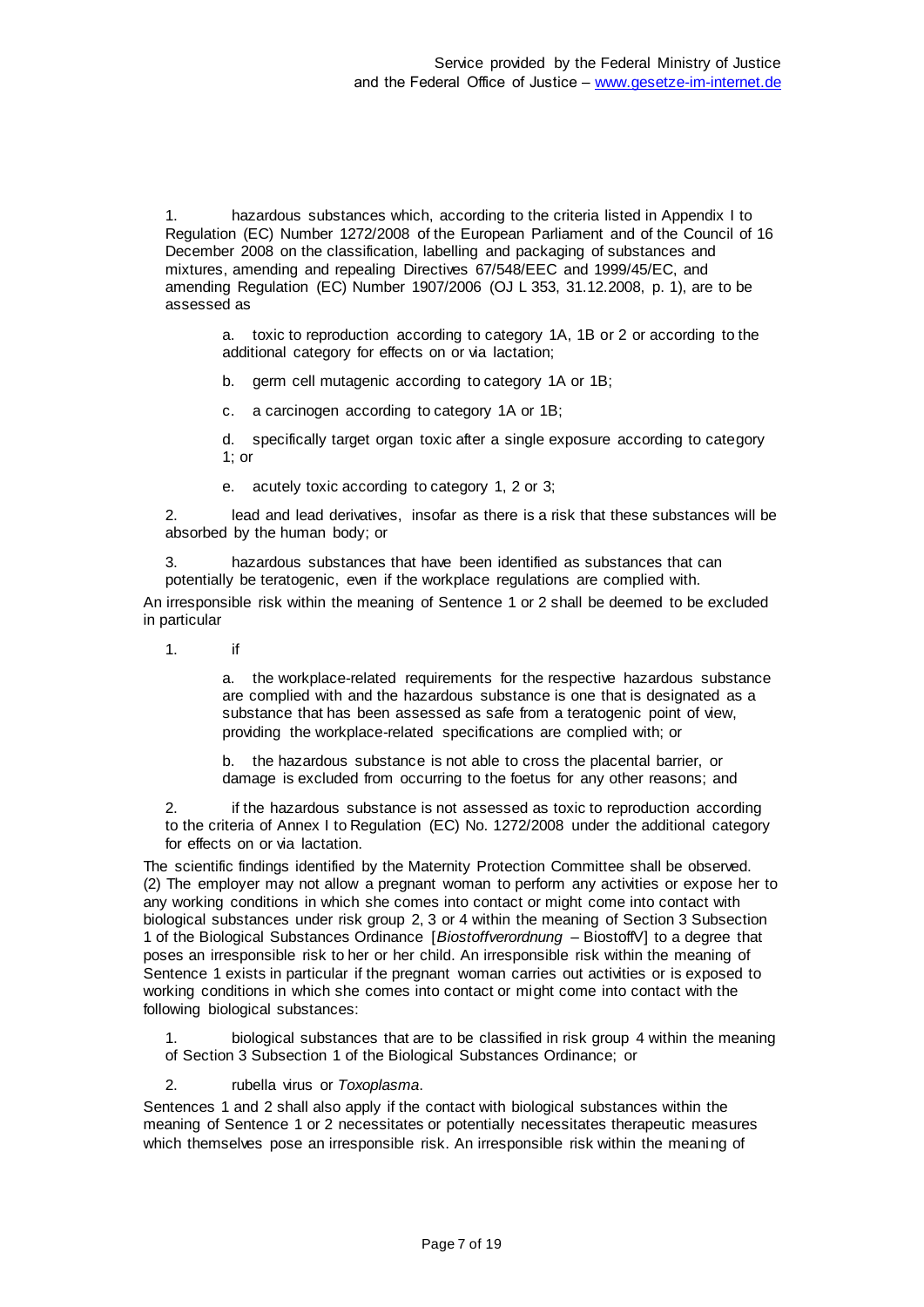1. hazardous substances which, according to the criteria listed in Appendix I to Regulation (EC) Number 1272/2008 of the European Parliament and of the Council of 16 December 2008 on the classification, labelling and packaging of substances and mixtures, amending and repealing Directives 67/548/EEC and 1999/45/EC, and amending Regulation (EC) Number 1907/2006 (OJ L 353, 31.12.2008, p. 1), are to be assessed as

   a. toxic to reproduction according to category 1A, 1B or 2 or according to the additional category for effects on or via lactation;

   b. germ cell mutagenic according to category 1A or 1B;

   c. a carcinogen according to category 1A or 1B;

   d. specifically target organ toxic after a single exposure according to category 1; or

   e. acutely toxic according to category 1, 2 or 3;

2. lead and lead derivatives, insofar as there is a risk that these substances will be absorbed by the human body; or

3. hazardous substances that have been identified as substances that can potentially be teratogenic, even if the workplace regulations are complied with.

An irresponsible risk within the meaning of Sentence 1 or 2 shall be deemed to be excluded in particular

1. if

   a. the workplace-related requirements for the respective hazardous substance are complied with and the hazardous substance is one that is designated as a substance that has been assessed as safe from a teratogenic point of view, providing the workplace-related specifications are complied with; or

   b. the hazardous substance is not able to cross the placental barrier, or damage is excluded from occurring to the foetus for any other reasons; and

2. if the hazardous substance is not assessed as toxic to reproduction according to the criteria of Annex I to Regulation (EC) No. 1272/2008 under the additional category for effects on or via lactation.

The scientific findings identified by the Maternity Protection Committee shall be observed.
(2) The employer may not allow a pregnant woman to perform any activities or expose her to any working conditions in which she comes into contact or might come into contact with biological substances under risk group 2, 3 or 4 within the meaning of Section 3 Subsection 1 of the Biological Substances Ordinance [*Biostoffverordnung* – BiostoffV] to a degree that poses an irresponsible risk to her or her child. An irresponsible risk within the meaning of Sentence 1 exists in particular if the pregnant woman carries out activities or is exposed to working conditions in which she comes into contact or might come into contact with the following biological substances:

1. biological substances that are to be classified in risk group 4 within the meaning of Section 3 Subsection 1 of the Biological Substances Ordinance; or

2. rubella virus or *Toxoplasma*.

Sentences 1 and 2 shall also apply if the contact with biological substances within the meaning of Sentence 1 or 2 necessitates or potentially necessitates therapeutic measures which themselves pose an irresponsible risk. An irresponsible risk within the meaning of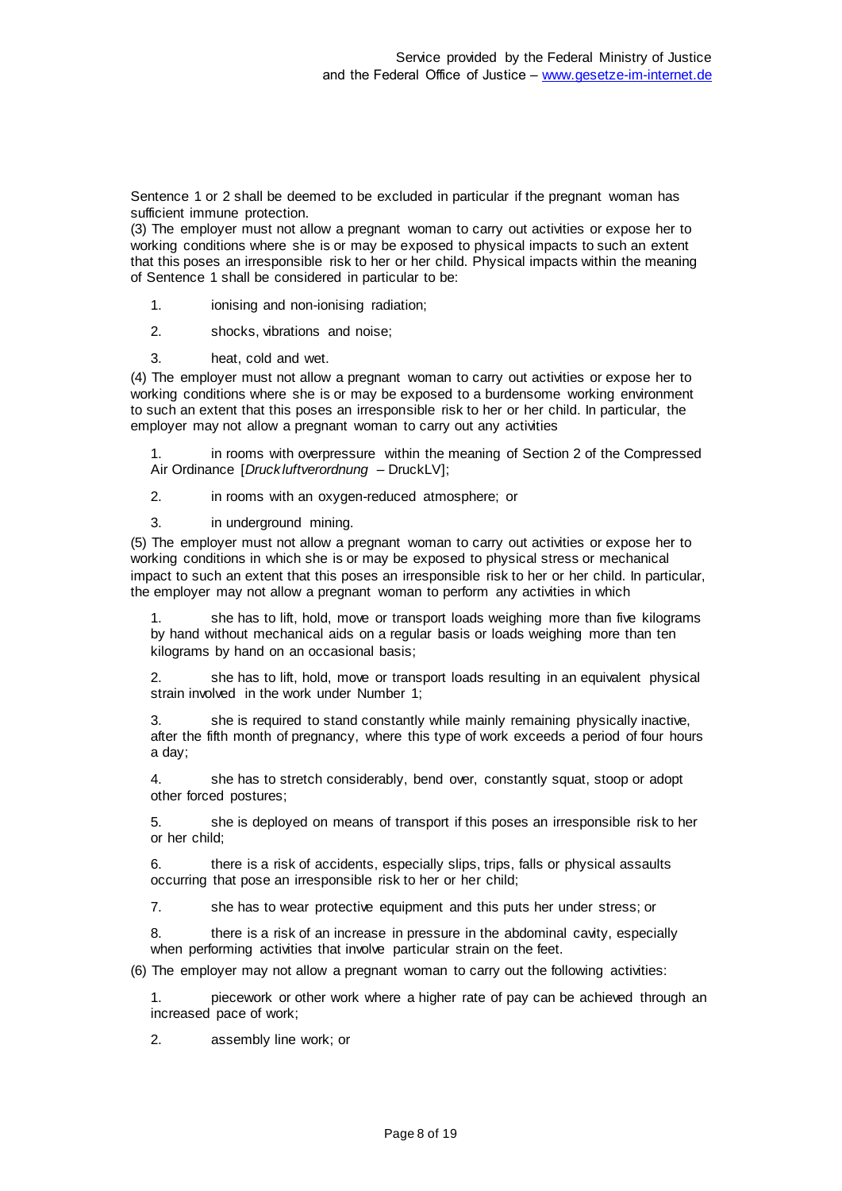Sentence 1 or 2 shall be deemed to be excluded in particular if the pregnant woman has sufficient immune protection.

(3) The employer must not allow a pregnant woman to carry out activities or expose her to working conditions where she is or may be exposed to physical impacts to such an extent that this poses an irresponsible risk to her or her child. Physical impacts within the meaning of Sentence 1 shall be considered in particular to be:

1. ionising and non-ionising radiation;
2. shocks, vibrations and noise;
3. heat, cold and wet.

(4) The employer must not allow a pregnant woman to carry out activities or expose her to working conditions where she is or may be exposed to a burdensome working environment to such an extent that this poses an irresponsible risk to her or her child. In particular, the employer may not allow a pregnant woman to carry out any activities

1. in rooms with overpressure within the meaning of Section 2 of the Compressed Air Ordinance [*Druckluftverordnung* – DruckLV];
2. in rooms with an oxygen-reduced atmosphere; or
3. in underground mining.

(5) The employer must not allow a pregnant woman to carry out activities or expose her to working conditions in which she is or may be exposed to physical stress or mechanical impact to such an extent that this poses an irresponsible risk to her or her child. In particular, the employer may not allow a pregnant woman to perform any activities in which

1. she has to lift, hold, move or transport loads weighing more than five kilograms by hand without mechanical aids on a regular basis or loads weighing more than ten kilograms by hand on an occasional basis;
2. she has to lift, hold, move or transport loads resulting in an equivalent physical strain involved in the work under Number 1;
3. she is required to stand constantly while mainly remaining physically inactive, after the fifth month of pregnancy, where this type of work exceeds a period of four hours a day;
4. she has to stretch considerably, bend over, constantly squat, stoop or adopt other forced postures;
5. she is deployed on means of transport if this poses an irresponsible risk to her or her child;
6. there is a risk of accidents, especially slips, trips, falls or physical assaults occurring that pose an irresponsible risk to her or her child;
7. she has to wear protective equipment and this puts her under stress; or
8. there is a risk of an increase in pressure in the abdominal cavity, especially when performing activities that involve particular strain on the feet.

(6) The employer may not allow a pregnant woman to carry out the following activities:

1. piecework or other work where a higher rate of pay can be achieved through an increased pace of work;
2. assembly line work; or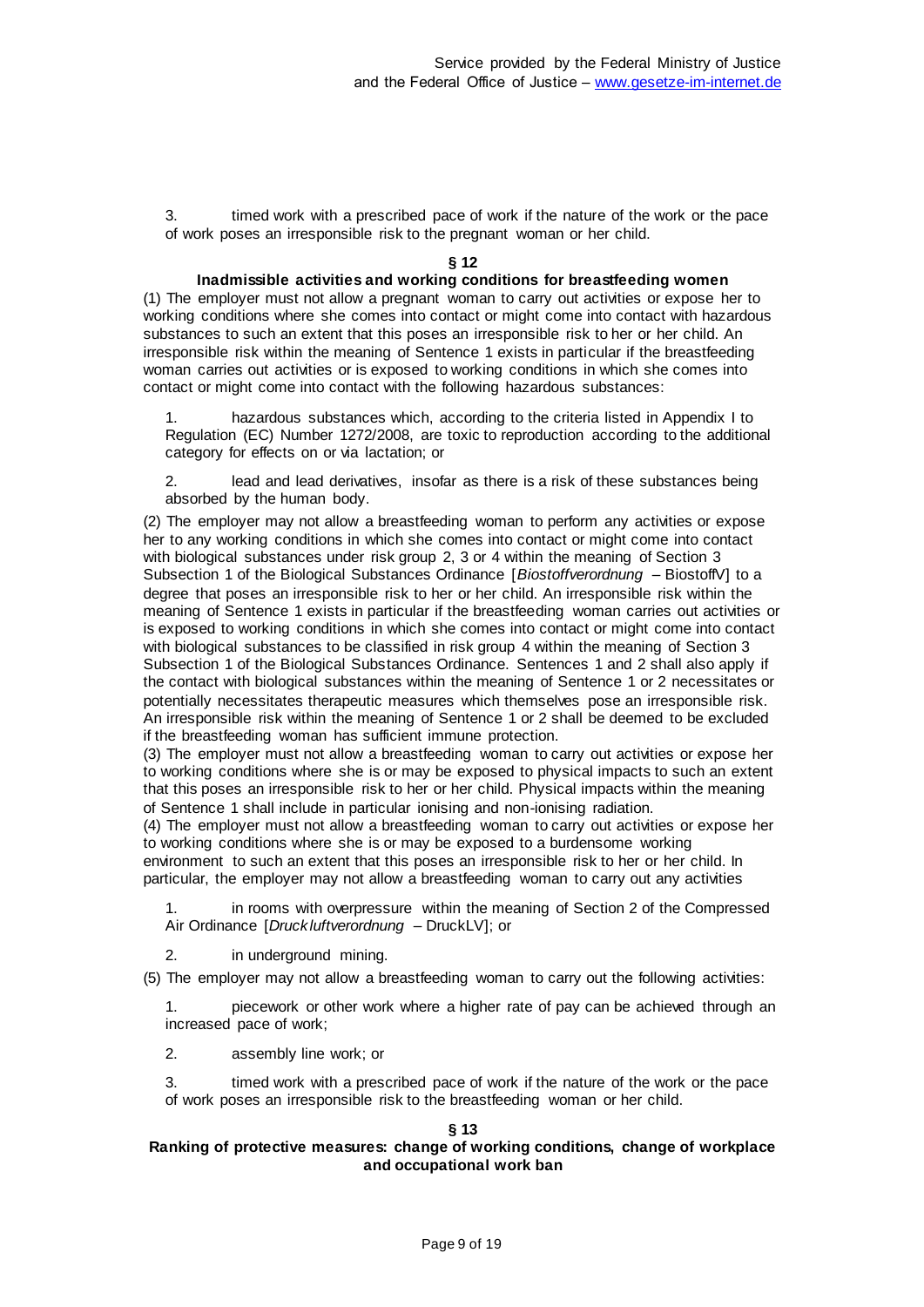3. timed work with a prescribed pace of work if the nature of the work or the pace of work poses an irresponsible risk to the pregnant woman or her child.

### § 12
### Inadmissible activities and working conditions for breastfeeding women

(1) The employer must not allow a pregnant woman to carry out activities or expose her to working conditions where she comes into contact or might come into contact with hazardous substances to such an extent that this poses an irresponsible risk to her or her child. An irresponsible risk within the meaning of Sentence 1 exists in particular if the breastfeeding woman carries out activities or is exposed to working conditions in which she comes into contact or might come into contact with the following hazardous substances:

1. hazardous substances which, according to the criteria listed in Appendix I to Regulation (EC) Number 1272/2008, are toxic to reproduction according to the additional category for effects on or via lactation; or

2. lead and lead derivatives, insofar as there is a risk of these substances being absorbed by the human body.

(2) The employer may not allow a breastfeeding woman to perform any activities or expose her to any working conditions in which she comes into contact or might come into contact with biological substances under risk group 2, 3 or 4 within the meaning of Section 3 Subsection 1 of the Biological Substances Ordinance [*Biostoffverordnung* – BiostoffV] to a degree that poses an irresponsible risk to her or her child. An irresponsible risk within the meaning of Sentence 1 exists in particular if the breastfeeding woman carries out activities or is exposed to working conditions in which she comes into contact or might come into contact with biological substances to be classified in risk group 4 within the meaning of Section 3 Subsection 1 of the Biological Substances Ordinance. Sentences 1 and 2 shall also apply if the contact with biological substances within the meaning of Sentence 1 or 2 necessitates or potentially necessitates therapeutic measures which themselves pose an irresponsible risk. An irresponsible risk within the meaning of Sentence 1 or 2 shall be deemed to be excluded if the breastfeeding woman has sufficient immune protection.

(3) The employer must not allow a breastfeeding woman to carry out activities or expose her to working conditions where she is or may be exposed to physical impacts to such an extent that this poses an irresponsible risk to her or her child. Physical impacts within the meaning of Sentence 1 shall include in particular ionising and non-ionising radiation.

(4) The employer must not allow a breastfeeding woman to carry out activities or expose her to working conditions where she is or may be exposed to a burdensome working environment to such an extent that this poses an irresponsible risk to her or her child. In particular, the employer may not allow a breastfeeding woman to carry out any activities

1. in rooms with overpressure within the meaning of Section 2 of the Compressed Air Ordinance [*Druckluftverordnung* – DruckLV]; or

2. in underground mining.

(5) The employer may not allow a breastfeeding woman to carry out the following activities:

1. piecework or other work where a higher rate of pay can be achieved through an increased pace of work;

2. assembly line work; or

3. timed work with a prescribed pace of work if the nature of the work or the pace of work poses an irresponsible risk to the breastfeeding woman or her child.

### § 13
### Ranking of protective measures: change of working conditions, change of workplace and occupational work ban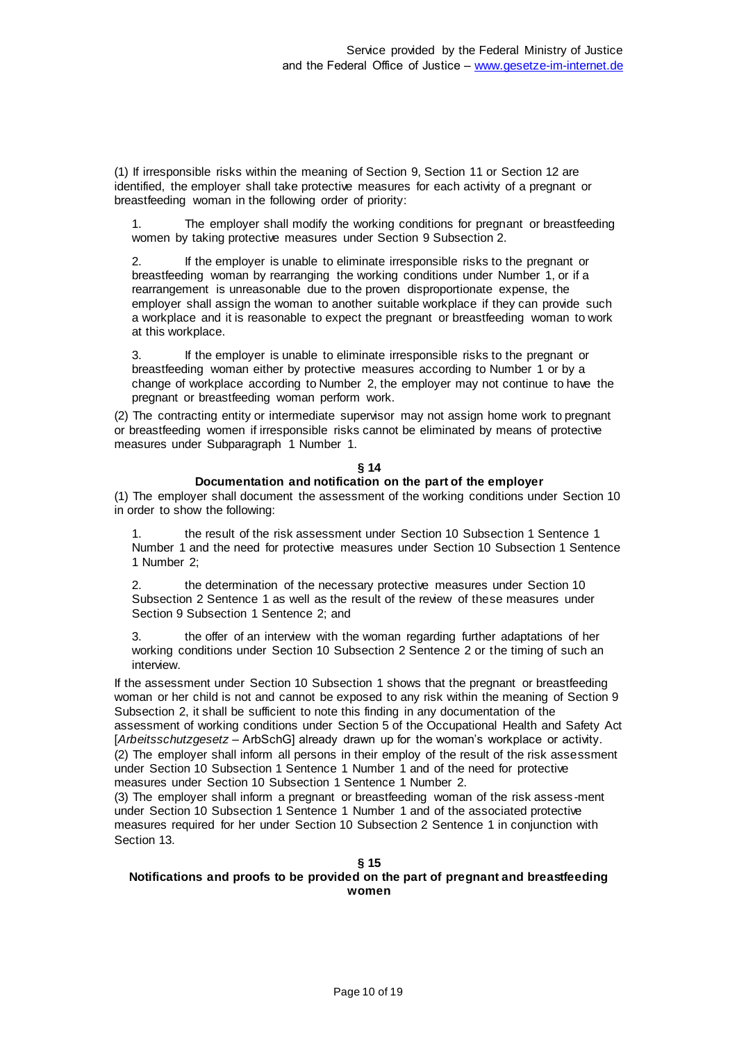(1) If irresponsible risks within the meaning of Section 9, Section 11 or Section 12 are identified, the employer shall take protective measures for each activity of a pregnant or breastfeeding woman in the following order of priority:

1. The employer shall modify the working conditions for pregnant or breastfeeding women by taking protective measures under Section 9 Subsection 2.

2. If the employer is unable to eliminate irresponsible risks to the pregnant or breastfeeding woman by rearranging the working conditions under Number 1, or if a rearrangement is unreasonable due to the proven disproportionate expense, the employer shall assign the woman to another suitable workplace if they can provide such a workplace and it is reasonable to expect the pregnant or breastfeeding woman to work at this workplace.

3. If the employer is unable to eliminate irresponsible risks to the pregnant or breastfeeding woman either by protective measures according to Number 1 or by a change of workplace according to Number 2, the employer may not continue to have the pregnant or breastfeeding woman perform work.

(2) The contracting entity or intermediate supervisor may not assign home work to pregnant or breastfeeding women if irresponsible risks cannot be eliminated by means of protective measures under Subparagraph 1 Number 1.

## § 14
## Documentation and notification on the part of the employer

(1) The employer shall document the assessment of the working conditions under Section 10 in order to show the following:

1. the result of the risk assessment under Section 10 Subsection 1 Sentence 1 Number 1 and the need for protective measures under Section 10 Subsection 1 Sentence 1 Number 2;

2. the determination of the necessary protective measures under Section 10 Subsection 2 Sentence 1 as well as the result of the review of these measures under Section 9 Subsection 1 Sentence 2; and

3. the offer of an interview with the woman regarding further adaptations of her working conditions under Section 10 Subsection 2 Sentence 2 or the timing of such an interview.

If the assessment under Section 10 Subsection 1 shows that the pregnant or breastfeeding woman or her child is not and cannot be exposed to any risk within the meaning of Section 9 Subsection 2, it shall be sufficient to note this finding in any documentation of the assessment of working conditions under Section 5 of the Occupational Health and Safety Act [*Arbeitsschutzgesetz* – ArbSchG] already drawn up for the woman's workplace or activity.

(2) The employer shall inform all persons in their employ of the result of the risk assessment under Section 10 Subsection 1 Sentence 1 Number 1 and of the need for protective measures under Section 10 Subsection 1 Sentence 1 Number 2.

(3) The employer shall inform a pregnant or breastfeeding woman of the risk assess-ment under Section 10 Subsection 1 Sentence 1 Number 1 and of the associated protective measures required for her under Section 10 Subsection 2 Sentence 1 in conjunction with Section 13.

## § 15
## Notifications and proofs to be provided on the part of pregnant and breastfeeding women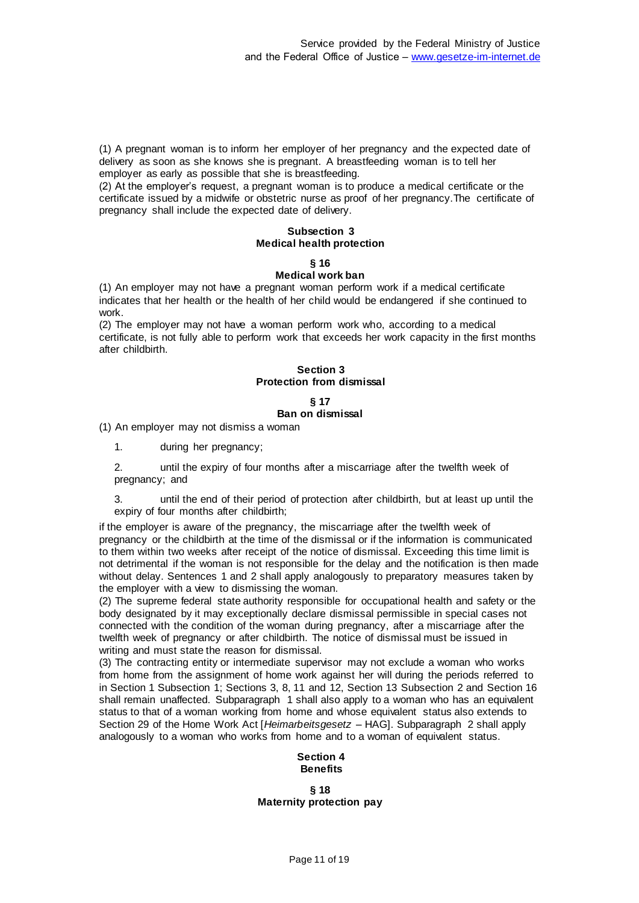(1) A pregnant woman is to inform her employer of her pregnancy and the expected date of delivery as soon as she knows she is pregnant. A breastfeeding woman is to tell her employer as early as possible that she is breastfeeding.
(2) At the employer's request, a pregnant woman is to produce a medical certificate or the certificate issued by a midwife or obstetric nurse as proof of her pregnancy.The certificate of pregnancy shall include the expected date of delivery.

### Subsection 3
### Medical health protection

#### § 16
#### Medical work ban

(1) An employer may not have a pregnant woman perform work if a medical certificate indicates that her health or the health of her child would be endangered if she continued to work.
(2) The employer may not have a woman perform work who, according to a medical certificate, is not fully able to perform work that exceeds her work capacity in the first months after childbirth.

## Section 3
## Protection from dismissal

#### § 17
#### Ban on dismissal

(1) An employer may not dismiss a woman

1. during her pregnancy;
2. until the expiry of four months after a miscarriage after the twelfth week of pregnancy; and
3. until the end of their period of protection after childbirth, but at least up until the expiry of four months after childbirth;

if the employer is aware of the pregnancy, the miscarriage after the twelfth week of pregnancy or the childbirth at the time of the dismissal or if the information is communicated to them within two weeks after receipt of the notice of dismissal. Exceeding this time limit is not detrimental if the woman is not responsible for the delay and the notification is then made without delay. Sentences 1 and 2 shall apply analogously to preparatory measures taken by the employer with a view to dismissing the woman.
(2) The supreme federal state authority responsible for occupational health and safety or the body designated by it may exceptionally declare dismissal permissible in special cases not connected with the condition of the woman during pregnancy, after a miscarriage after the twelfth week of pregnancy or after childbirth. The notice of dismissal must be issued in writing and must state the reason for dismissal.
(3) The contracting entity or intermediate supervisor may not exclude a woman who works from home from the assignment of home work against her will during the periods referred to in Section 1 Subsection 1; Sections 3, 8, 11 and 12, Section 13 Subsection 2 and Section 16 shall remain unaffected. Subparagraph 1 shall also apply to a woman who has an equivalent status to that of a woman working from home and whose equivalent status also extends to Section 29 of the Home Work Act [*Heimarbeitsgesetz* – HAG]. Subparagraph 2 shall apply analogously to a woman who works from home and to a woman of equivalent status.

## Section 4
## Benefits

#### § 18
#### Maternity protection pay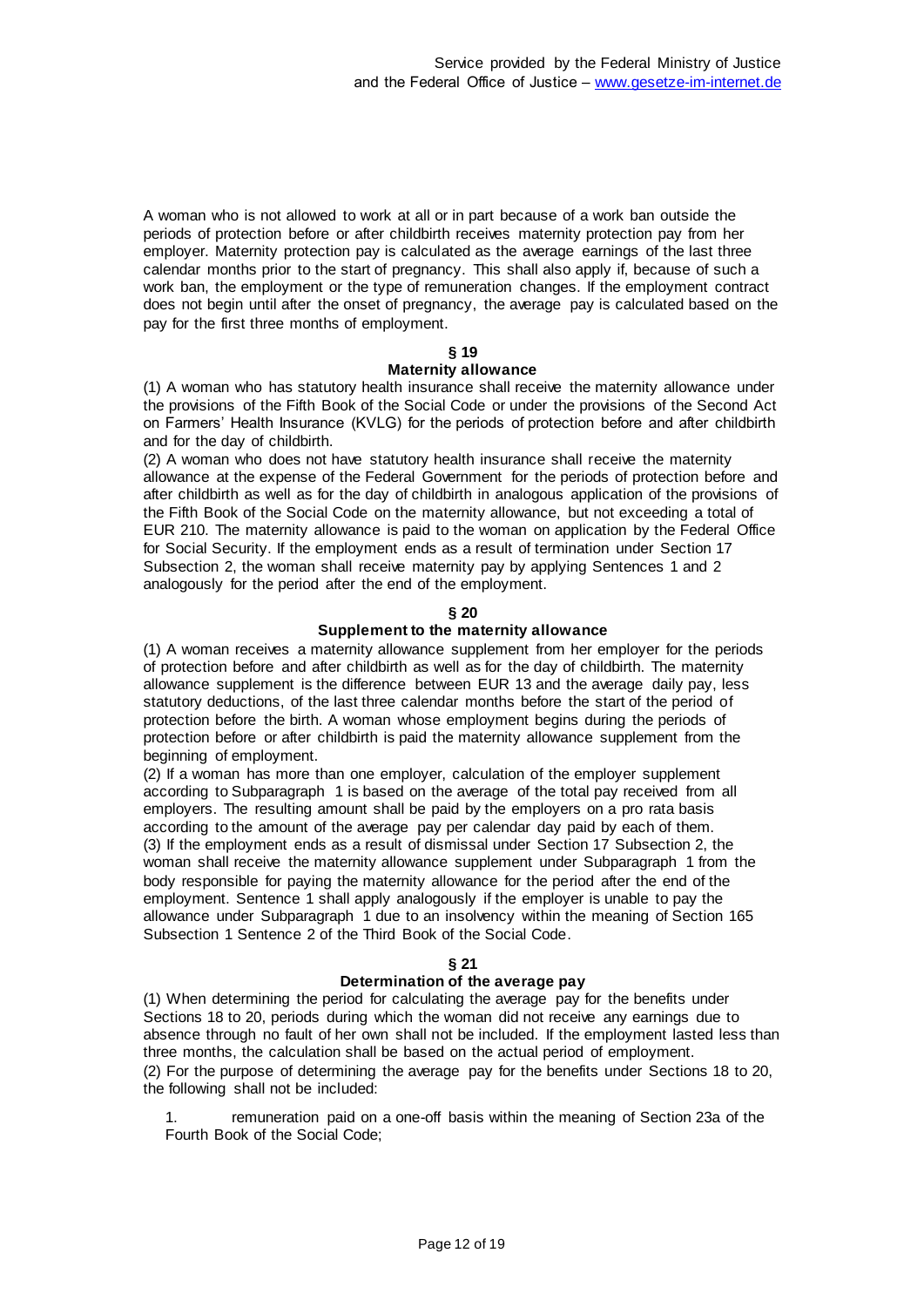A woman who is not allowed to work at all or in part because of a work ban outside the periods of protection before or after childbirth receives maternity protection pay from her employer. Maternity protection pay is calculated as the average earnings of the last three calendar months prior to the start of pregnancy. This shall also apply if, because of such a work ban, the employment or the type of remuneration changes. If the employment contract does not begin until after the onset of pregnancy, the average pay is calculated based on the pay for the first three months of employment.

### § 19
### Maternity allowance

(1) A woman who has statutory health insurance shall receive the maternity allowance under the provisions of the Fifth Book of the Social Code or under the provisions of the Second Act on Farmers' Health Insurance (KVLG) for the periods of protection before and after childbirth and for the day of childbirth.

(2) A woman who does not have statutory health insurance shall receive the maternity allowance at the expense of the Federal Government for the periods of protection before and after childbirth as well as for the day of childbirth in analogous application of the provisions of the Fifth Book of the Social Code on the maternity allowance, but not exceeding a total of EUR 210. The maternity allowance is paid to the woman on application by the Federal Office for Social Security. If the employment ends as a result of termination under Section 17 Subsection 2, the woman shall receive maternity pay by applying Sentences 1 and 2 analogously for the period after the end of the employment.

### § 20
### Supplement to the maternity allowance

(1) A woman receives a maternity allowance supplement from her employer for the periods of protection before and after childbirth as well as for the day of childbirth. The maternity allowance supplement is the difference between EUR 13 and the average daily pay, less statutory deductions, of the last three calendar months before the start of the period of protection before the birth. A woman whose employment begins during the periods of protection before or after childbirth is paid the maternity allowance supplement from the beginning of employment.

(2) If a woman has more than one employer, calculation of the employer supplement according to Subparagraph 1 is based on the average of the total pay received from all employers. The resulting amount shall be paid by the employers on a pro rata basis according to the amount of the average pay per calendar day paid by each of them.

(3) If the employment ends as a result of dismissal under Section 17 Subsection 2, the woman shall receive the maternity allowance supplement under Subparagraph 1 from the body responsible for paying the maternity allowance for the period after the end of the employment. Sentence 1 shall apply analogously if the employer is unable to pay the allowance under Subparagraph 1 due to an insolvency within the meaning of Section 165 Subsection 1 Sentence 2 of the Third Book of the Social Code.

### § 21
### Determination of the average pay

(1) When determining the period for calculating the average pay for the benefits under Sections 18 to 20, periods during which the woman did not receive any earnings due to absence through no fault of her own shall not be included. If the employment lasted less than three months, the calculation shall be based on the actual period of employment.

(2) For the purpose of determining the average pay for the benefits under Sections 18 to 20, the following shall not be included:

1. remuneration paid on a one-off basis within the meaning of Section 23a of the Fourth Book of the Social Code;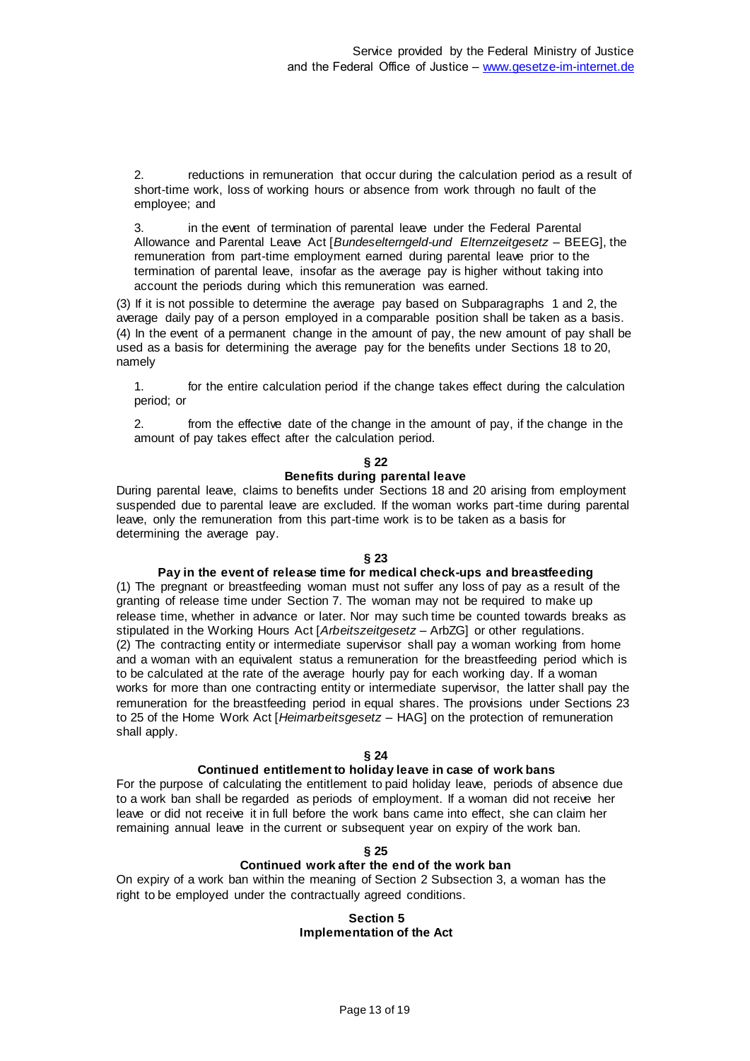2. reductions in remuneration that occur during the calculation period as a result of short-time work, loss of working hours or absence from work through no fault of the employee; and

3. in the event of termination of parental leave under the Federal Parental Allowance and Parental Leave Act [*Bundeselterngeld-und Elternzeitgesetz* – BEEG], the remuneration from part-time employment earned during parental leave prior to the termination of parental leave, insofar as the average pay is higher without taking into account the periods during which this remuneration was earned.

(3) If it is not possible to determine the average pay based on Subparagraphs 1 and 2, the average daily pay of a person employed in a comparable position shall be taken as a basis.
(4) In the event of a permanent change in the amount of pay, the new amount of pay shall be used as a basis for determining the average pay for the benefits under Sections 18 to 20, namely

1. for the entire calculation period if the change takes effect during the calculation period; or

2. from the effective date of the change in the amount of pay, if the change in the amount of pay takes effect after the calculation period.

### § 22
### Benefits during parental leave

During parental leave, claims to benefits under Sections 18 and 20 arising from employment suspended due to parental leave are excluded. If the woman works part-time during parental leave, only the remuneration from this part-time work is to be taken as a basis for determining the average pay.

### § 23
### Pay in the event of release time for medical check-ups and breastfeeding

(1) The pregnant or breastfeeding woman must not suffer any loss of pay as a result of the granting of release time under Section 7. The woman may not be required to make up release time, whether in advance or later. Nor may such time be counted towards breaks as stipulated in the Working Hours Act [*Arbeitszeitgesetz* – ArbZG] or other regulations.
(2) The contracting entity or intermediate supervisor shall pay a woman working from home and a woman with an equivalent status a remuneration for the breastfeeding period which is to be calculated at the rate of the average hourly pay for each working day. If a woman works for more than one contracting entity or intermediate supervisor, the latter shall pay the remuneration for the breastfeeding period in equal shares. The provisions under Sections 23 to 25 of the Home Work Act [*Heimarbeitsgesetz* – HAG] on the protection of remuneration shall apply.

### § 24
### Continued entitlement to holiday leave in case of work bans

For the purpose of calculating the entitlement to paid holiday leave, periods of absence due to a work ban shall be regarded as periods of employment. If a woman did not receive her leave or did not receive it in full before the work bans came into effect, she can claim her remaining annual leave in the current or subsequent year on expiry of the work ban.

### § 25
### Continued work after the end of the work ban

On expiry of a work ban within the meaning of Section 2 Subsection 3, a woman has the right to be employed under the contractually agreed conditions.

## Section 5
## Implementation of the Act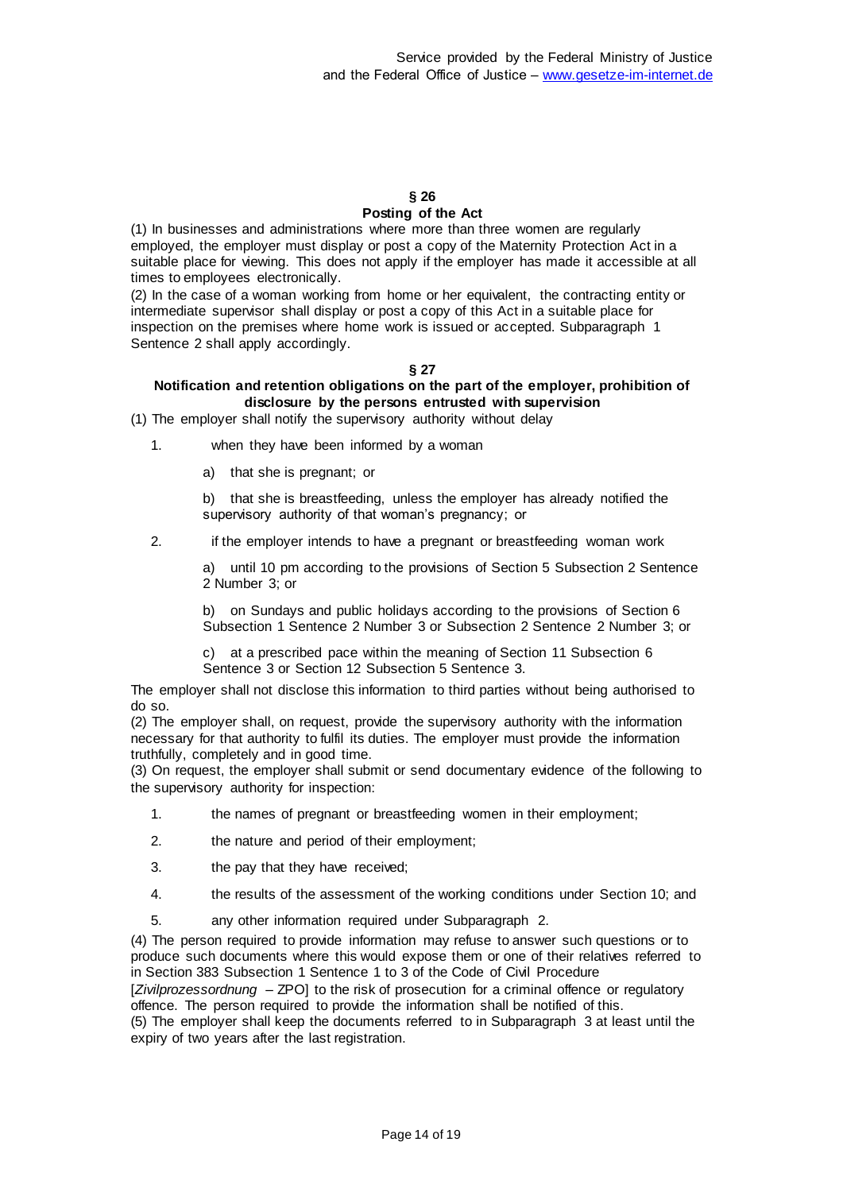## § 26
## Posting of the Act

(1) In businesses and administrations where more than three women are regularly employed, the employer must display or post a copy of the Maternity Protection Act in a suitable place for viewing. This does not apply if the employer has made it accessible at all times to employees electronically.

(2) In the case of a woman working from home or her equivalent, the contracting entity or intermediate supervisor shall display or post a copy of this Act in a suitable place for inspection on the premises where home work is issued or accepted. Subparagraph 1 Sentence 2 shall apply accordingly.

## § 27
## Notification and retention obligations on the part of the employer, prohibition of disclosure by the persons entrusted with supervision

(1) The employer shall notify the supervisory authority without delay

1. when they have been informed by a woman

   a) that she is pregnant; or

   b) that she is breastfeeding, unless the employer has already notified the supervisory authority of that woman's pregnancy; or

2. if the employer intends to have a pregnant or breastfeeding woman work

   a) until 10 pm according to the provisions of Section 5 Subsection 2 Sentence 2 Number 3; or

   b) on Sundays and public holidays according to the provisions of Section 6 Subsection 1 Sentence 2 Number 3 or Subsection 2 Sentence 2 Number 3; or

   c) at a prescribed pace within the meaning of Section 11 Subsection 6 Sentence 3 or Section 12 Subsection 5 Sentence 3.

The employer shall not disclose this information to third parties without being authorised to do so.

(2) The employer shall, on request, provide the supervisory authority with the information necessary for that authority to fulfil its duties. The employer must provide the information truthfully, completely and in good time.

(3) On request, the employer shall submit or send documentary evidence of the following to the supervisory authority for inspection:

1. the names of pregnant or breastfeeding women in their employment;
2. the nature and period of their employment;
3. the pay that they have received;
4. the results of the assessment of the working conditions under Section 10; and
5. any other information required under Subparagraph 2.

(4) The person required to provide information may refuse to answer such questions or to produce such documents where this would expose them or one of their relatives referred to in Section 383 Subsection 1 Sentence 1 to 3 of the Code of Civil Procedure [*Zivilprozessordnung* – ZPO] to the risk of prosecution for a criminal offence or regulatory offence. The person required to provide the information shall be notified of this.

(5) The employer shall keep the documents referred to in Subparagraph 3 at least until the expiry of two years after the last registration.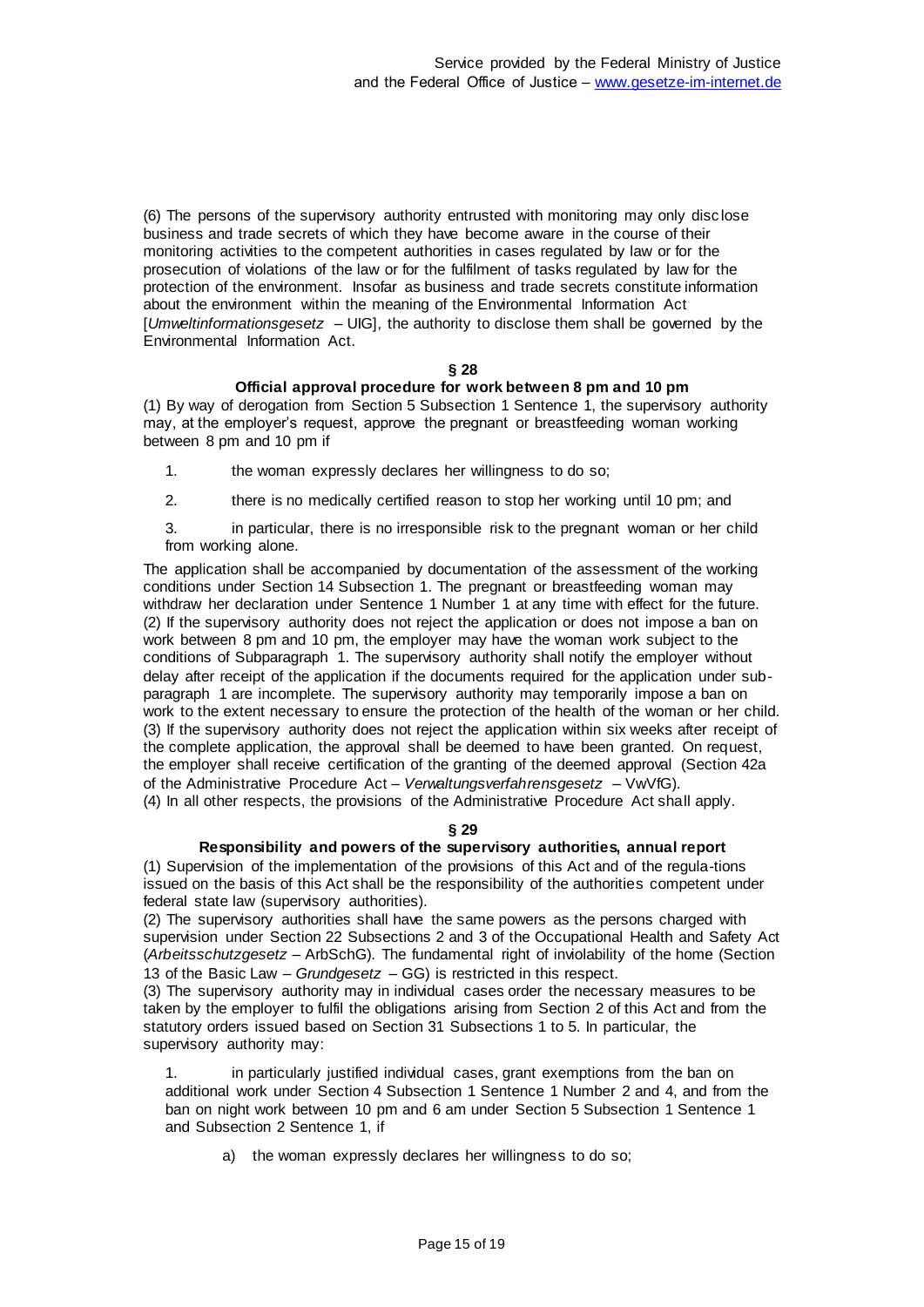(6) The persons of the supervisory authority entrusted with monitoring may only disclose business and trade secrets of which they have become aware in the course of their monitoring activities to the competent authorities in cases regulated by law or for the prosecution of violations of the law or for the fulfilment of tasks regulated by law for the protection of the environment. Insofar as business and trade secrets constitute information about the environment within the meaning of the Environmental Information Act [*Umweltinformationsgesetz* – UIG], the authority to disclose them shall be governed by the Environmental Information Act.

### § 28
### Official approval procedure for work between 8 pm and 10 pm

(1) By way of derogation from Section 5 Subsection 1 Sentence 1, the supervisory authority may, at the employer's request, approve the pregnant or breastfeeding woman working between 8 pm and 10 pm if

1. the woman expressly declares her willingness to do so;
2. there is no medically certified reason to stop her working until 10 pm; and
3. in particular, there is no irresponsible risk to the pregnant woman or her child from working alone.

The application shall be accompanied by documentation of the assessment of the working conditions under Section 14 Subsection 1. The pregnant or breastfeeding woman may withdraw her declaration under Sentence 1 Number 1 at any time with effect for the future.
(2) If the supervisory authority does not reject the application or does not impose a ban on work between 8 pm and 10 pm, the employer may have the woman work subject to the conditions of Subparagraph 1. The supervisory authority shall notify the employer without delay after receipt of the application if the documents required for the application under sub-paragraph 1 are incomplete. The supervisory authority may temporarily impose a ban on work to the extent necessary to ensure the protection of the health of the woman or her child.
(3) If the supervisory authority does not reject the application within six weeks after receipt of the complete application, the approval shall be deemed to have been granted. On request, the employer shall receive certification of the granting of the deemed approval (Section 42a of the Administrative Procedure Act – *Verwaltungsverfahrensgesetz* – VwVfG).
(4) In all other respects, the provisions of the Administrative Procedure Act shall apply.

### § 29
### Responsibility and powers of the supervisory authorities, annual report

(1) Supervision of the implementation of the provisions of this Act and of the regula-tions issued on the basis of this Act shall be the responsibility of the authorities competent under federal state law (supervisory authorities).
(2) The supervisory authorities shall have the same powers as the persons charged with supervision under Section 22 Subsections 2 and 3 of the Occupational Health and Safety Act (*Arbeitsschutzgesetz* – ArbSchG). The fundamental right of inviolability of the home (Section 13 of the Basic Law – *Grundgesetz* – GG) is restricted in this respect.
(3) The supervisory authority may in individual cases order the necessary measures to be taken by the employer to fulfil the obligations arising from Section 2 of this Act and from the statutory orders issued based on Section 31 Subsections 1 to 5. In particular, the supervisory authority may:

1. in particularly justified individual cases, grant exemptions from the ban on additional work under Section 4 Subsection 1 Sentence 1 Number 2 and 4, and from the ban on night work between 10 pm and 6 am under Section 5 Subsection 1 Sentence 1 and Subsection 2 Sentence 1, if
   a) the woman expressly declares her willingness to do so;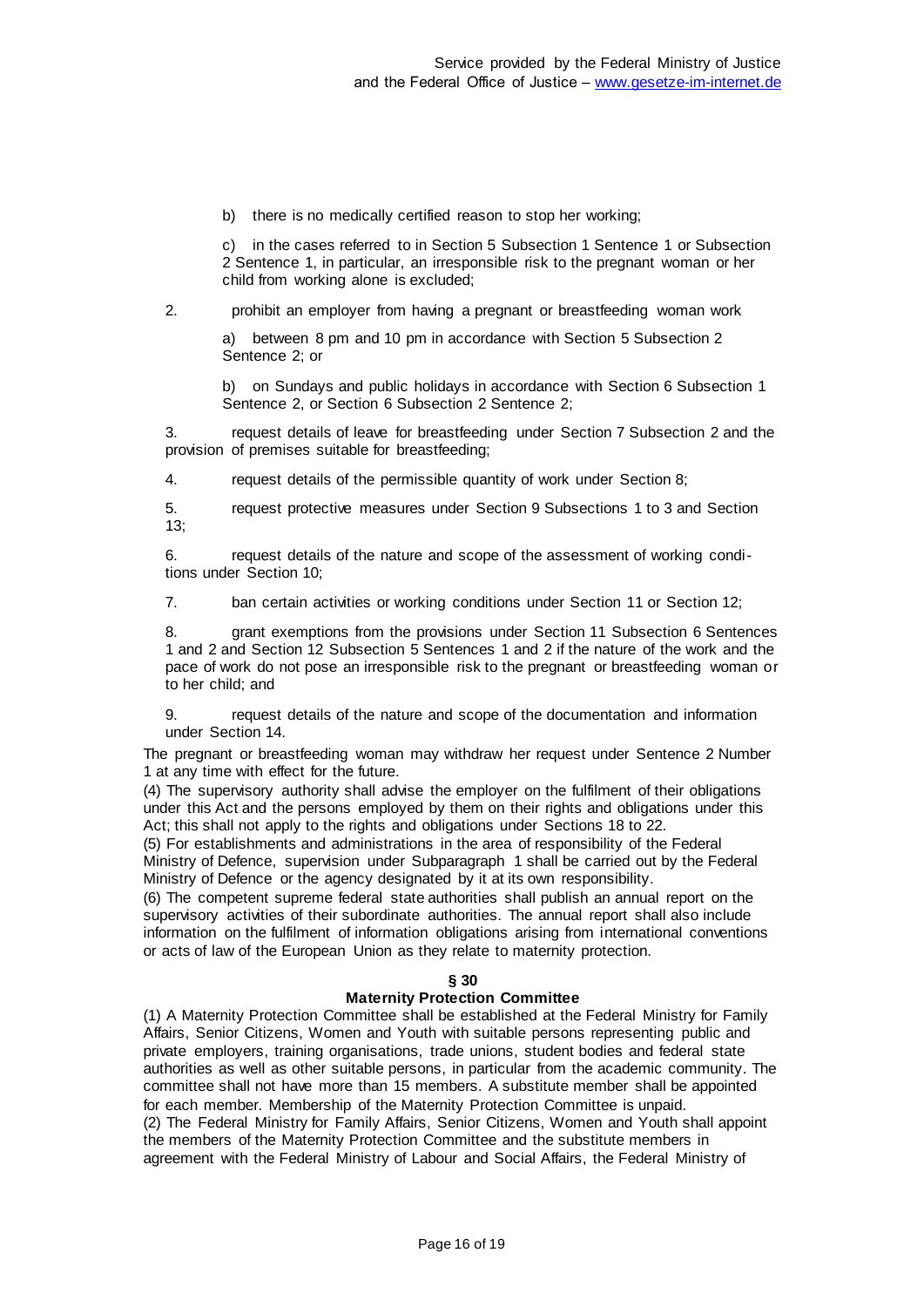b) there is no medically certified reason to stop her working;

c) in the cases referred to in Section 5 Subsection 1 Sentence 1 or Subsection 2 Sentence 1, in particular, an irresponsible risk to the pregnant woman or her child from working alone is excluded;

2. prohibit an employer from having a pregnant or breastfeeding woman work

a) between 8 pm and 10 pm in accordance with Section 5 Subsection 2 Sentence 2; or

b) on Sundays and public holidays in accordance with Section 6 Subsection 1 Sentence 2, or Section 6 Subsection 2 Sentence 2;

3. request details of leave for breastfeeding under Section 7 Subsection 2 and the provision of premises suitable for breastfeeding;

4. request details of the permissible quantity of work under Section 8;

5. request protective measures under Section 9 Subsections 1 to 3 and Section 13;

6. request details of the nature and scope of the assessment of working conditions under Section 10;

7. ban certain activities or working conditions under Section 11 or Section 12;

8. grant exemptions from the provisions under Section 11 Subsection 6 Sentences 1 and 2 and Section 12 Subsection 5 Sentences 1 and 2 if the nature of the work and the pace of work do not pose an irresponsible risk to the pregnant or breastfeeding woman or to her child; and

9. request details of the nature and scope of the documentation and information under Section 14.

The pregnant or breastfeeding woman may withdraw her request under Sentence 2 Number 1 at any time with effect for the future.

(4) The supervisory authority shall advise the employer on the fulfilment of their obligations under this Act and the persons employed by them on their rights and obligations under this Act; this shall not apply to the rights and obligations under Sections 18 to 22.

(5) For establishments and administrations in the area of responsibility of the Federal Ministry of Defence, supervision under Subparagraph 1 shall be carried out by the Federal Ministry of Defence or the agency designated by it at its own responsibility.

(6) The competent supreme federal state authorities shall publish an annual report on the supervisory activities of their subordinate authorities. The annual report shall also include information on the fulfilment of information obligations arising from international conventions or acts of law of the European Union as they relate to maternity protection.

### § 30
### Maternity Protection Committee

(1) A Maternity Protection Committee shall be established at the Federal Ministry for Family Affairs, Senior Citizens, Women and Youth with suitable persons representing public and private employers, training organisations, trade unions, student bodies and federal state authorities as well as other suitable persons, in particular from the academic community. The committee shall not have more than 15 members. A substitute member shall be appointed for each member. Membership of the Maternity Protection Committee is unpaid.

(2) The Federal Ministry for Family Affairs, Senior Citizens, Women and Youth shall appoint the members of the Maternity Protection Committee and the substitute members in agreement with the Federal Ministry of Labour and Social Affairs, the Federal Ministry of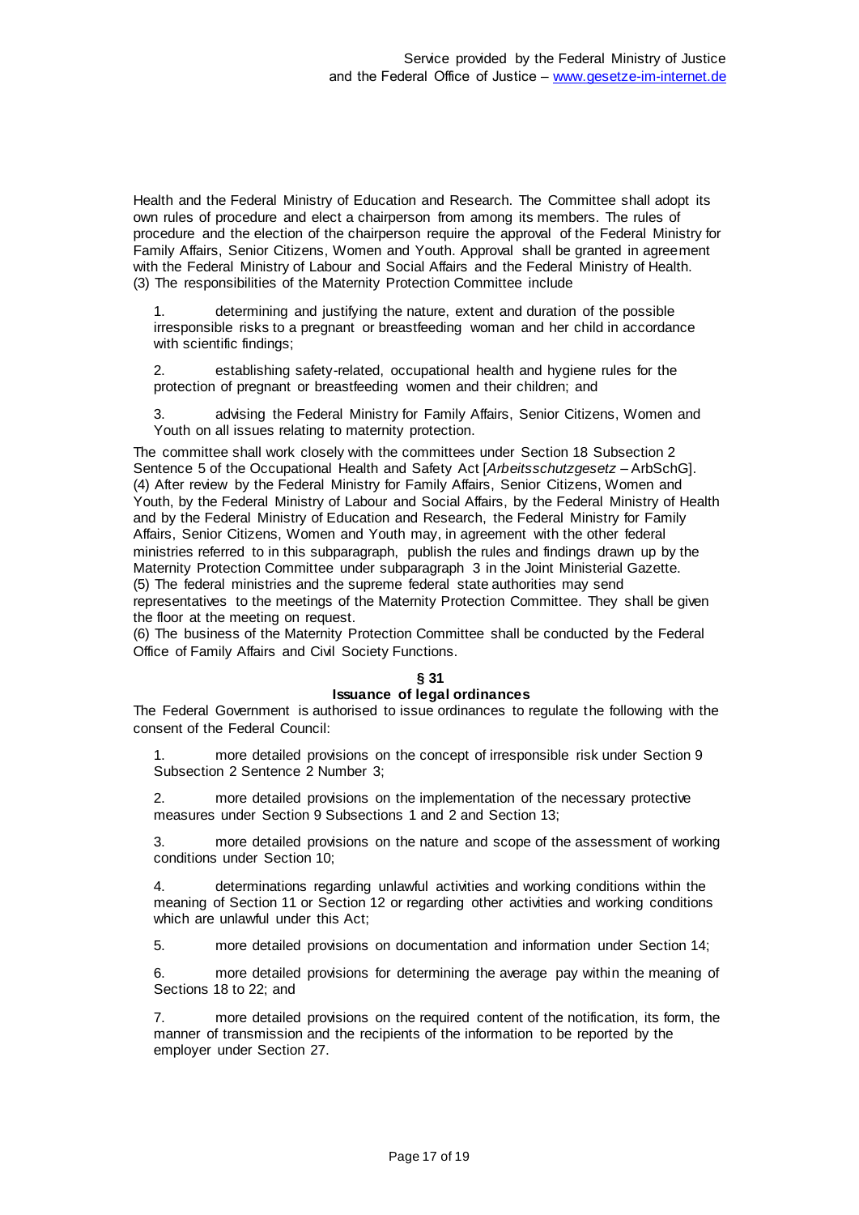Health and the Federal Ministry of Education and Research. The Committee shall adopt its own rules of procedure and elect a chairperson from among its members. The rules of procedure and the election of the chairperson require the approval of the Federal Ministry for Family Affairs, Senior Citizens, Women and Youth. Approval shall be granted in agreement with the Federal Ministry of Labour and Social Affairs and the Federal Ministry of Health.
(3) The responsibilities of the Maternity Protection Committee include

1. determining and justifying the nature, extent and duration of the possible irresponsible risks to a pregnant or breastfeeding woman and her child in accordance with scientific findings;

2. establishing safety-related, occupational health and hygiene rules for the protection of pregnant or breastfeeding women and their children; and

3. advising the Federal Ministry for Family Affairs, Senior Citizens, Women and Youth on all issues relating to maternity protection.

The committee shall work closely with the committees under Section 18 Subsection 2 Sentence 5 of the Occupational Health and Safety Act [*Arbeitsschutzgesetz* – ArbSchG].
(4) After review by the Federal Ministry for Family Affairs, Senior Citizens, Women and Youth, by the Federal Ministry of Labour and Social Affairs, by the Federal Ministry of Health and by the Federal Ministry of Education and Research, the Federal Ministry for Family Affairs, Senior Citizens, Women and Youth may, in agreement with the other federal ministries referred to in this subparagraph, publish the rules and findings drawn up by the Maternity Protection Committee under subparagraph 3 in the Joint Ministerial Gazette.
(5) The federal ministries and the supreme federal state authorities may send representatives to the meetings of the Maternity Protection Committee. They shall be given the floor at the meeting on request.
(6) The business of the Maternity Protection Committee shall be conducted by the Federal Office of Family Affairs and Civil Society Functions.

### § 31
### Issuance of legal ordinances

The Federal Government is authorised to issue ordinances to regulate the following with the consent of the Federal Council:

1. more detailed provisions on the concept of irresponsible risk under Section 9 Subsection 2 Sentence 2 Number 3;

2. more detailed provisions on the implementation of the necessary protective measures under Section 9 Subsections 1 and 2 and Section 13;

3. more detailed provisions on the nature and scope of the assessment of working conditions under Section 10;

4. determinations regarding unlawful activities and working conditions within the meaning of Section 11 or Section 12 or regarding other activities and working conditions which are unlawful under this Act;

5. more detailed provisions on documentation and information under Section 14;

6. more detailed provisions for determining the average pay within the meaning of Sections 18 to 22; and

7. more detailed provisions on the required content of the notification, its form, the manner of transmission and the recipients of the information to be reported by the employer under Section 27.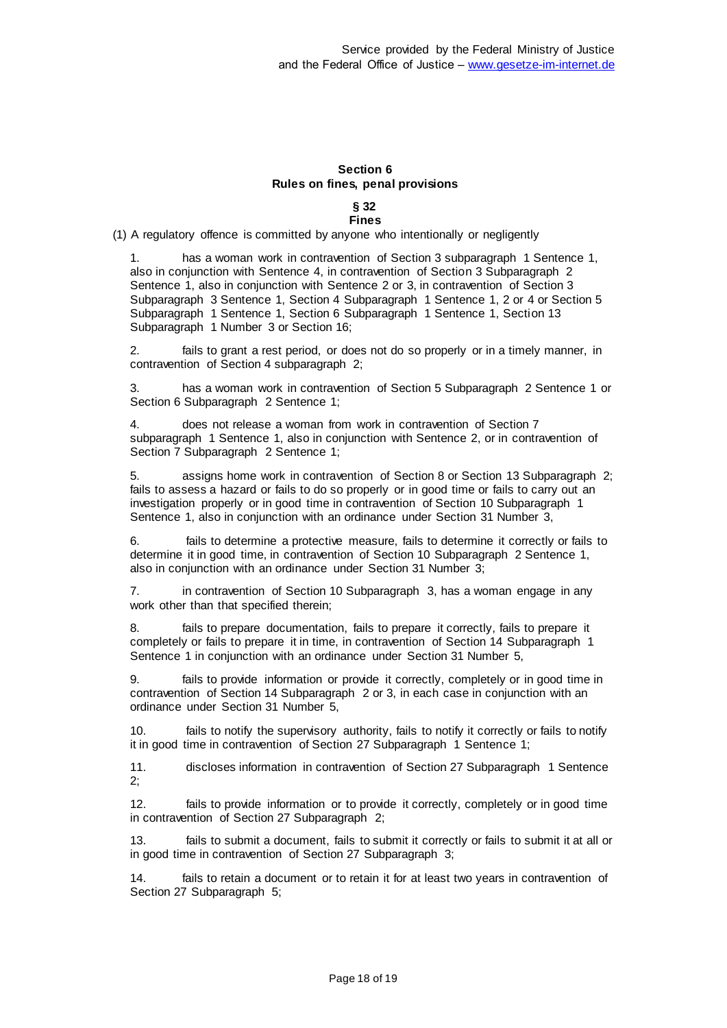## Section 6
## Rules on fines, penal provisions

### § 32
### Fines

(1) A regulatory offence is committed by anyone who intentionally or negligently

1. has a woman work in contravention of Section 3 subparagraph 1 Sentence 1, also in conjunction with Sentence 4, in contravention of Section 3 Subparagraph 2 Sentence 1, also in conjunction with Sentence 2 or 3, in contravention of Section 3 Subparagraph 3 Sentence 1, Section 4 Subparagraph 1 Sentence 1, 2 or 4 or Section 5 Subparagraph 1 Sentence 1, Section 6 Subparagraph 1 Sentence 1, Section 13 Subparagraph 1 Number 3 or Section 16;

2. fails to grant a rest period, or does not do so properly or in a timely manner, in contravention of Section 4 subparagraph 2;

3. has a woman work in contravention of Section 5 Subparagraph 2 Sentence 1 or Section 6 Subparagraph 2 Sentence 1;

4. does not release a woman from work in contravention of Section 7 subparagraph 1 Sentence 1, also in conjunction with Sentence 2, or in contravention of Section 7 Subparagraph 2 Sentence 1;

5. assigns home work in contravention of Section 8 or Section 13 Subparagraph 2; fails to assess a hazard or fails to do so properly or in good time or fails to carry out an investigation properly or in good time in contravention of Section 10 Subparagraph 1 Sentence 1, also in conjunction with an ordinance under Section 31 Number 3,

6. fails to determine a protective measure, fails to determine it correctly or fails to determine it in good time, in contravention of Section 10 Subparagraph 2 Sentence 1, also in conjunction with an ordinance under Section 31 Number 3;

7. in contravention of Section 10 Subparagraph 3, has a woman engage in any work other than that specified therein;

8. fails to prepare documentation, fails to prepare it correctly, fails to prepare it completely or fails to prepare it in time, in contravention of Section 14 Subparagraph 1 Sentence 1 in conjunction with an ordinance under Section 31 Number 5,

9. fails to provide information or provide it correctly, completely or in good time in contravention of Section 14 Subparagraph 2 or 3, in each case in conjunction with an ordinance under Section 31 Number 5,

10. fails to notify the supervisory authority, fails to notify it correctly or fails to notify it in good time in contravention of Section 27 Subparagraph 1 Sentence 1;

11. discloses information in contravention of Section 27 Subparagraph 1 Sentence 2;

12. fails to provide information or to provide it correctly, completely or in good time in contravention of Section 27 Subparagraph 2;

13. fails to submit a document, fails to submit it correctly or fails to submit it at all or in good time in contravention of Section 27 Subparagraph 3;

14. fails to retain a document or to retain it for at least two years in contravention of Section 27 Subparagraph 5;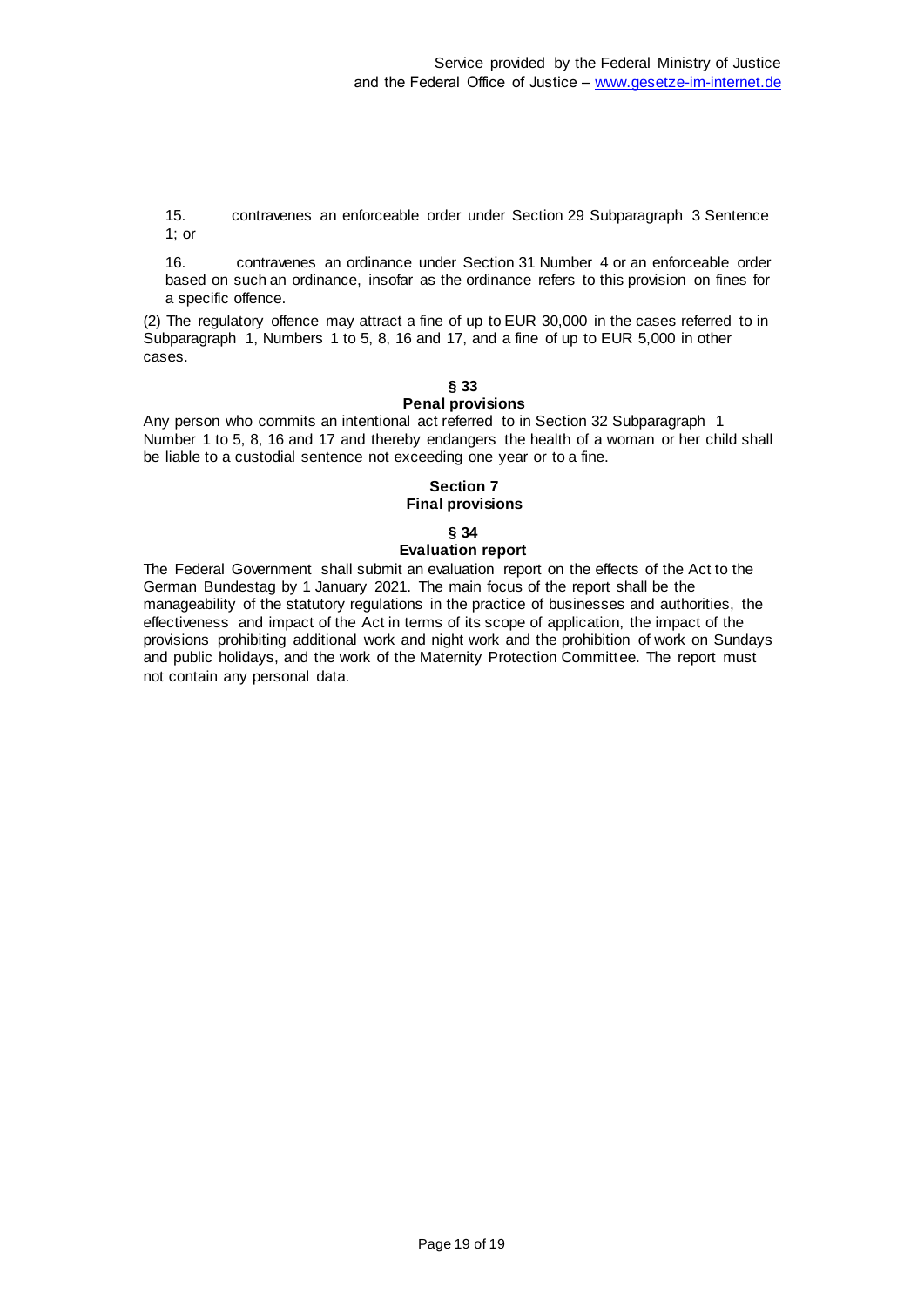15. contravenes an enforceable order under Section 29 Subparagraph 3 Sentence 1; or

16. contravenes an ordinance under Section 31 Number 4 or an enforceable order based on such an ordinance, insofar as the ordinance refers to this provision on fines for a specific offence.

(2) The regulatory offence may attract a fine of up to EUR 30,000 in the cases referred to in Subparagraph 1, Numbers 1 to 5, 8, 16 and 17, and a fine of up to EUR 5,000 in other cases.

#### § 33
#### Penal provisions

Any person who commits an intentional act referred to in Section 32 Subparagraph 1 Number 1 to 5, 8, 16 and 17 and thereby endangers the health of a woman or her child shall be liable to a custodial sentence not exceeding one year or to a fine.

### Section 7
### Final provisions

#### § 34
#### Evaluation report

The Federal Government shall submit an evaluation report on the effects of the Act to the German Bundestag by 1 January 2021. The main focus of the report shall be the manageability of the statutory regulations in the practice of businesses and authorities, the effectiveness and impact of the Act in terms of its scope of application, the impact of the provisions prohibiting additional work and night work and the prohibition of work on Sundays and public holidays, and the work of the Maternity Protection Committee. The report must not contain any personal data.